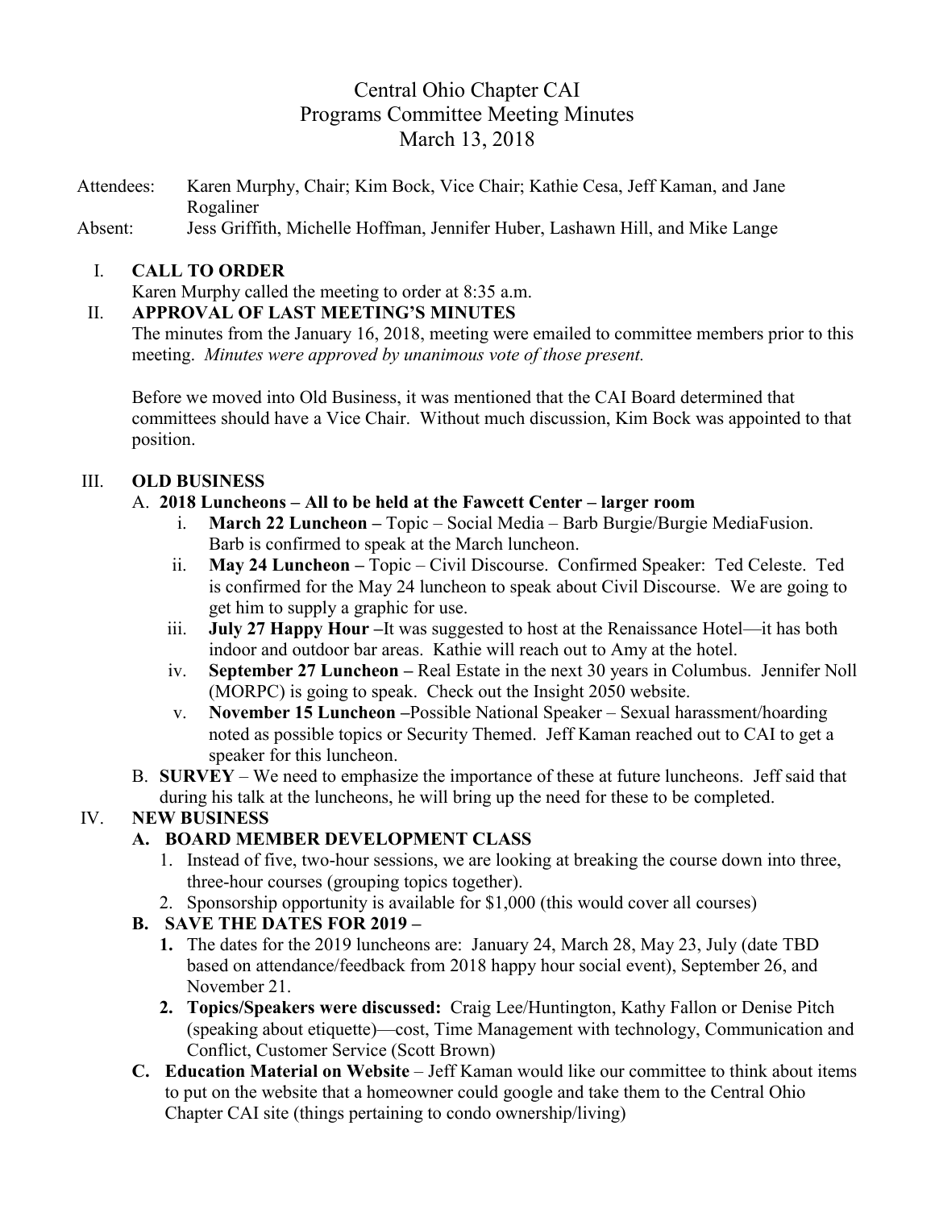# Central Ohio Chapter CAI
## Programs Committee Meeting Minutes
### March 13, 2018

Attendees: Karen Murphy, Chair; Kim Bock, Vice Chair; Kathie Cesa, Jeff Kaman, and Jane Rogaliner

Absent: Jess Griffith, Michelle Hoffman, Jennifer Huber, Lashawn Hill, and Mike Lange

I. **CALL TO ORDER**

Karen Murphy called the meeting to order at 8:35 a.m.

II. **APPROVAL OF LAST MEETING'S MINUTES**

The minutes from the January 16, 2018, meeting were emailed to committee members prior to this meeting. *Minutes were approved by unanimous vote of those present.*

Before we moved into Old Business, it was mentioned that the CAI Board determined that committees should have a Vice Chair. Without much discussion, Kim Bock was appointed to that position.

III. **OLD BUSINESS**

A. **2018 Luncheons – All to be held at the Fawcett Center – larger room**

   i. **March 22 Luncheon –** Topic – Social Media – Barb Burgie/Burgie MediaFusion. Barb is confirmed to speak at the March luncheon.

   ii. **May 24 Luncheon –** Topic – Civil Discourse. Confirmed Speaker: Ted Celeste. Ted is confirmed for the May 24 luncheon to speak about Civil Discourse. We are going to get him to supply a graphic for use.

   iii. **July 27 Happy Hour –**It was suggested to host at the Renaissance Hotel—it has both indoor and outdoor bar areas. Kathie will reach out to Amy at the hotel.

   iv. **September 27 Luncheon –** Real Estate in the next 30 years in Columbus. Jennifer Noll (MORPC) is going to speak. Check out the Insight 2050 website.

   v. **November 15 Luncheon –**Possible National Speaker – Sexual harassment/hoarding noted as possible topics or Security Themed. Jeff Kaman reached out to CAI to get a speaker for this luncheon.

B. **SURVEY** – We need to emphasize the importance of these at future luncheons. Jeff said that during his talk at the luncheons, he will bring up the need for these to be completed.

IV. **NEW BUSINESS**

**A. BOARD MEMBER DEVELOPMENT CLASS**

1. Instead of five, two-hour sessions, we are looking at breaking the course down into three, three-hour courses (grouping topics together).
2. Sponsorship opportunity is available for $1,000 (this would cover all courses)

**B. SAVE THE DATES FOR 2019 –**

1. The dates for the 2019 luncheons are: January 24, March 28, May 23, July (date TBD based on attendance/feedback from 2018 happy hour social event), September 26, and November 21.
2. **Topics/Speakers were discussed:** Craig Lee/Huntington, Kathy Fallon or Denise Pitch (speaking about etiquette)—cost, Time Management with technology, Communication and Conflict, Customer Service (Scott Brown)

**C. Education Material on Website** – Jeff Kaman would like our committee to think about items to put on the website that a homeowner could google and take them to the Central Ohio Chapter CAI site (things pertaining to condo ownership/living)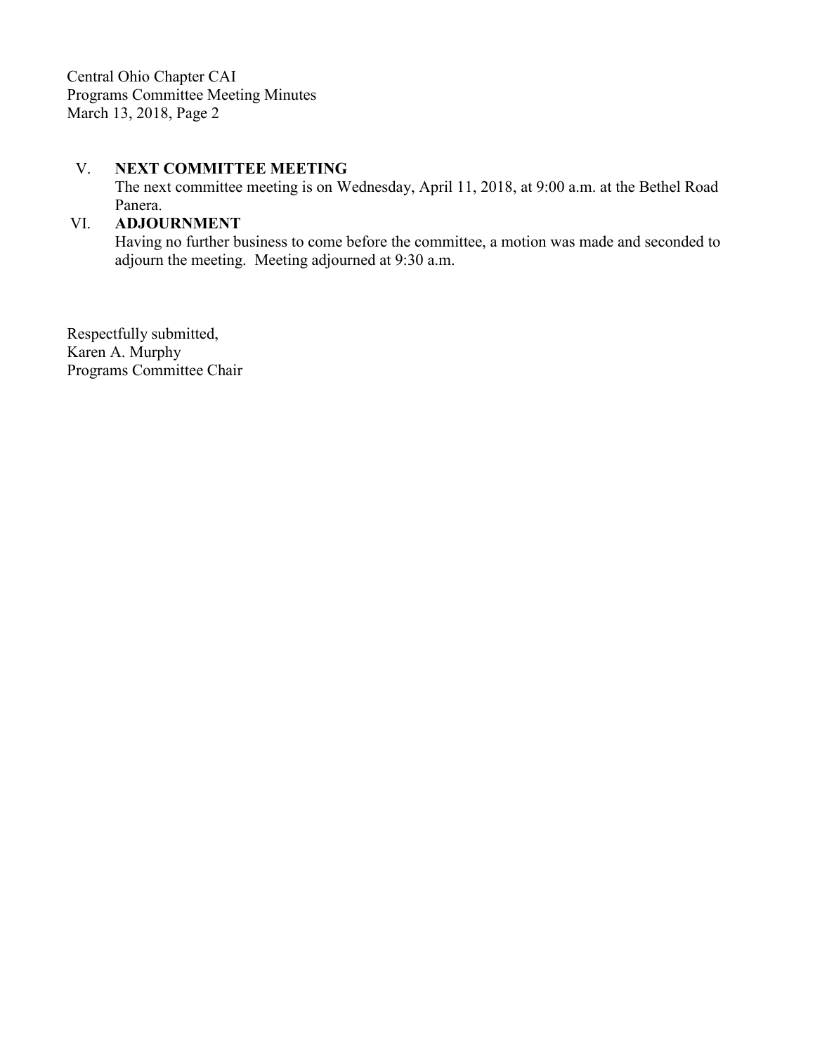V. **NEXT COMMITTEE MEETING**

The next committee meeting is on Wednesday, April 11, 2018, at 9:00 a.m. at the Bethel Road Panera.

VI. **ADJOURNMENT**

Having no further business to come before the committee, a motion was made and seconded to adjourn the meeting. Meeting adjourned at 9:30 a.m.

Respectfully submitted,
Karen A. Murphy
Programs Committee Chair